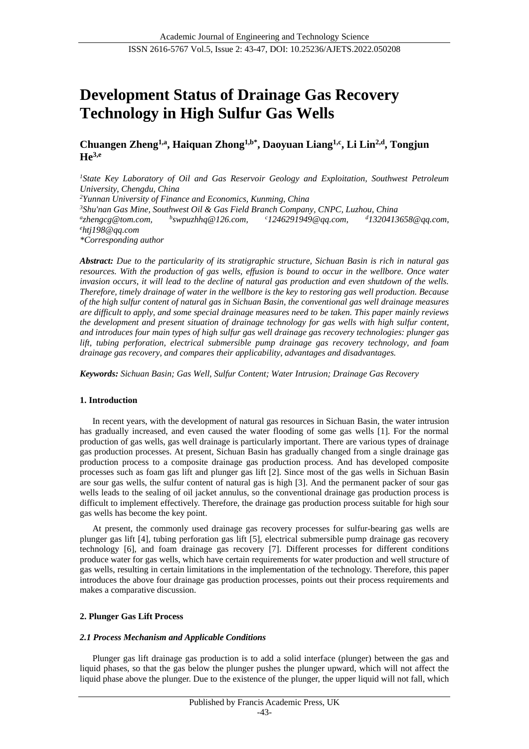# Development Status of Drainage Gas Recovery Technology in High Sulfur Gas Wells

**Chuangen Zheng[1,a], Haiquan Zhong[1,b*], Daoyuan Liang[1,c], Li Lin[2,d], Tongjun He[3,e]**

*[1]State Key Laboratory of Oil and Gas Reservoir Geology and Exploitation, Southwest Petroleum University, Chengdu, China*
*[2]Yunnan University of Finance and Economics, Kunming, China*
*[3]Shu'nan Gas Mine, Southwest Oil & Gas Field Branch Company, CNPC, Luzhou, China*
*[a]zhengcg@tom.com, [b]swpuzhhq@126.com, [c]1246291949@qq.com, [d]1320413658@qq.com, [e]htj198@qq.com*
*\*Corresponding author*

***Abstract:** Due to the particularity of its stratigraphic structure, Sichuan Basin is rich in natural gas resources. With the production of gas wells, effusion is bound to occur in the wellbore. Once water invasion occurs, it will lead to the decline of natural gas production and even shutdown of the wells. Therefore, timely drainage of water in the wellbore is the key to restoring gas well production. Because of the high sulfur content of natural gas in Sichuan Basin, the conventional gas well drainage measures are difficult to apply, and some special drainage measures need to be taken. This paper mainly reviews the development and present situation of drainage technology for gas wells with high sulfur content, and introduces four main types of high sulfur gas well drainage gas recovery technologies: plunger gas lift, tubing perforation, electrical submersible pump drainage gas recovery technology, and foam drainage gas recovery, and compares their applicability, advantages and disadvantages.*

***Keywords:** Sichuan Basin; Gas Well, Sulfur Content; Water Intrusion; Drainage Gas Recovery*

## 1. Introduction

In recent years, with the development of natural gas resources in Sichuan Basin, the water intrusion has gradually increased, and even caused the water flooding of some gas wells [1]. For the normal production of gas wells, gas well drainage is particularly important. There are various types of drainage gas production processes. At present, Sichuan Basin has gradually changed from a single drainage gas production process to a composite drainage gas production process. And has developed composite processes such as foam gas lift and plunger gas lift [2]. Since most of the gas wells in Sichuan Basin are sour gas wells, the sulfur content of natural gas is high [3]. And the permanent packer of sour gas wells leads to the sealing of oil jacket annulus, so the conventional drainage gas production process is difficult to implement effectively. Therefore, the drainage gas production process suitable for high sour gas wells has become the key point.

At present, the commonly used drainage gas recovery processes for sulfur-bearing gas wells are plunger gas lift [4], tubing perforation gas lift [5], electrical submersible pump drainage gas recovery technology [6], and foam drainage gas recovery [7]. Different processes for different conditions produce water for gas wells, which have certain requirements for water production and well structure of gas wells, resulting in certain limitations in the implementation of the technology. Therefore, this paper introduces the above four drainage gas production processes, points out their process requirements and makes a comparative discussion.

## 2. Plunger Gas Lift Process

### *2.1 Process Mechanism and Applicable Conditions*

Plunger gas lift drainage gas production is to add a solid interface (plunger) between the gas and liquid phases, so that the gas below the plunger pushes the plunger upward, which will not affect the liquid phase above the plunger. Due to the existence of the plunger, the upper liquid will not fall, which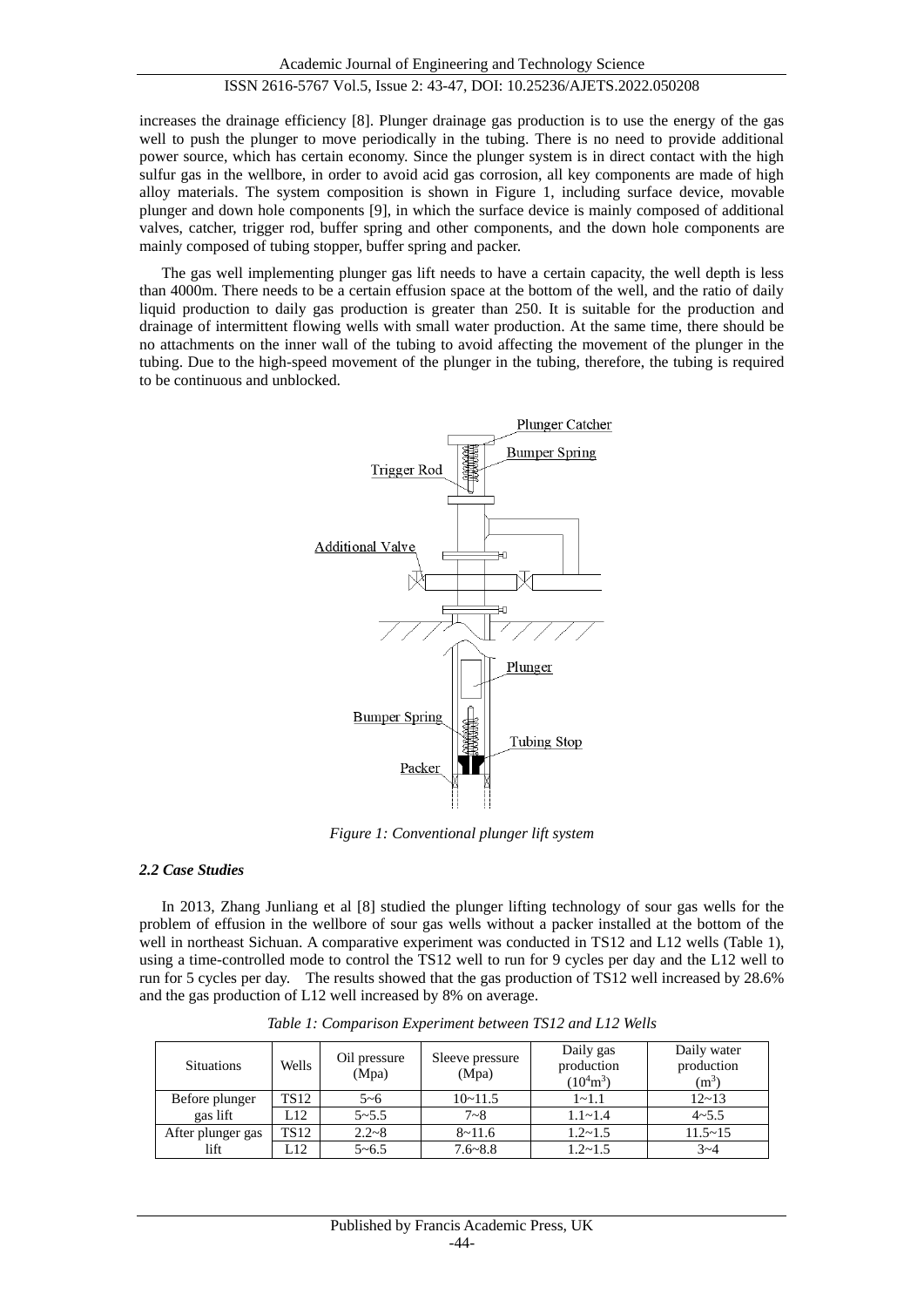increases the drainage efficiency [8]. Plunger drainage gas production is to use the energy of the gas well to push the plunger to move periodically in the tubing. There is no need to provide additional power source, which has certain economy. Since the plunger system is in direct contact with the high sulfur gas in the wellbore, in order to avoid acid gas corrosion, all key components are made of high alloy materials. The system composition is shown in Figure 1, including surface device, movable plunger and down hole components [9], in which the surface device is mainly composed of additional valves, catcher, trigger rod, buffer spring and other components, and the down hole components are mainly composed of tubing stopper, buffer spring and packer.

The gas well implementing plunger gas lift needs to have a certain capacity, the well depth is less than 4000m. There needs to be a certain effusion space at the bottom of the well, and the ratio of daily liquid production to daily gas production is greater than 250. It is suitable for the production and drainage of intermittent flowing wells with small water production. At the same time, there should be no attachments on the inner wall of the tubing to avoid affecting the movement of the plunger in the tubing. Due to the high-speed movement of the plunger in the tubing, therefore, the tubing is required to be continuous and unblocked.

*Figure 1: Conventional plunger lift system*

### *2.2 Case Studies*

In 2013, Zhang Junliang et al [8] studied the plunger lifting technology of sour gas wells for the problem of effusion in the wellbore of sour gas wells without a packer installed at the bottom of the well in northeast Sichuan. A comparative experiment was conducted in TS12 and L12 wells (Table 1), using a time-controlled mode to control the TS12 well to run for 9 cycles per day and the L12 well to run for 5 cycles per day. The results showed that the gas production of TS12 well increased by 28.6% and the gas production of L12 well increased by 8% on average.

*Table 1: Comparison Experiment between TS12 and L12 Wells*

| Situations | Wells | Oil pressure (Mpa) | Sleeve pressure (Mpa) | Daily gas production ($10^4m^3$) | Daily water production ($m^3$) |
|---|---|---|---|---|---|
| Before plunger gas lift | TS12 | 5~6 | 10~11.5 | 1~1.1 | 12~13 |
| | L12 | 5~5.5 | 7~8 | 1.1~1.4 | 4~5.5 |
| After plunger gas lift | TS12 | 2.2~8 | 8~11.6 | 1.2~1.5 | 11.5~15 |
| | L12 | 5~6.5 | 7.6~8.8 | 1.2~1.5 | 3~4 |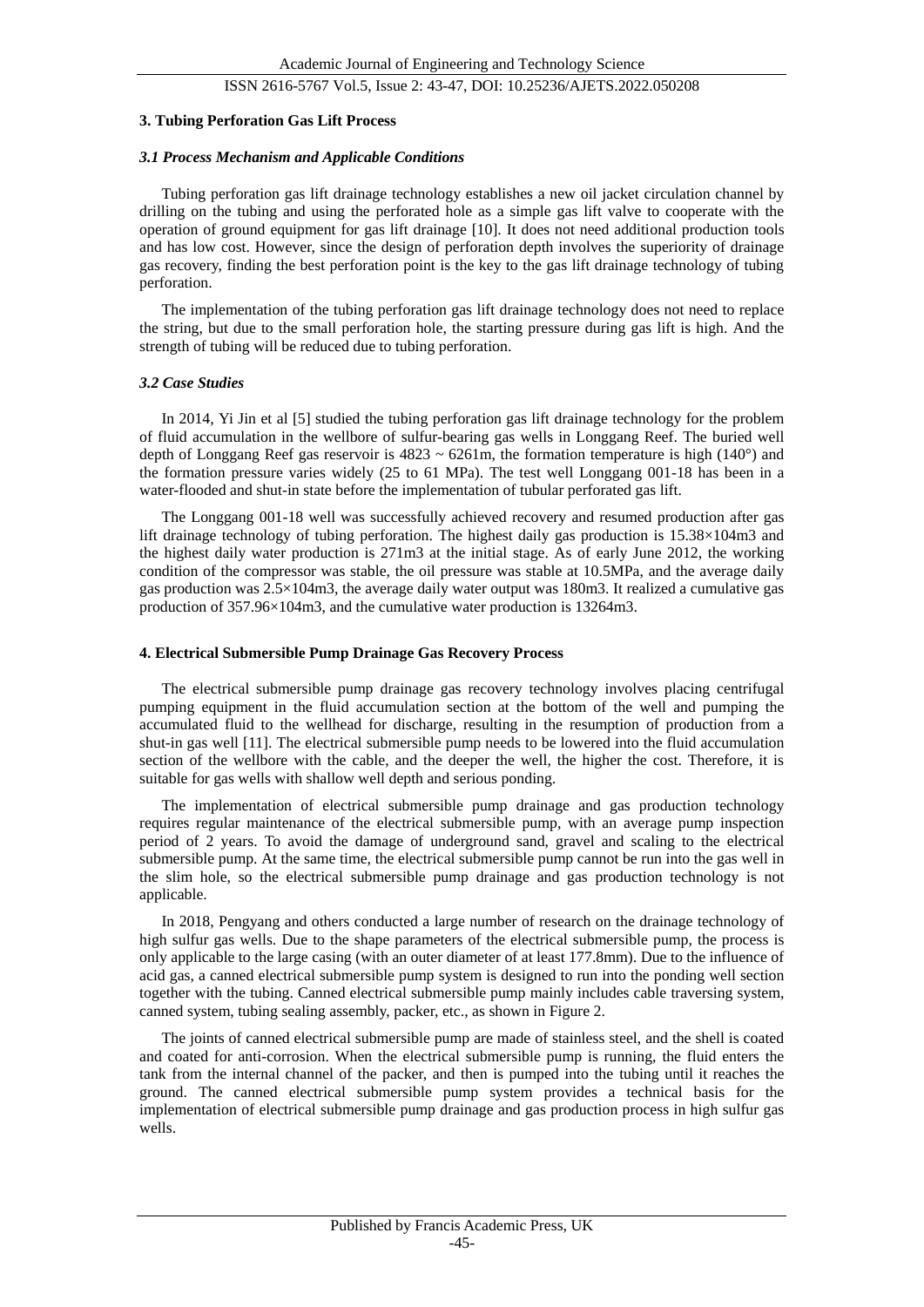## 3. Tubing Perforation Gas Lift Process

### *3.1 Process Mechanism and Applicable Conditions*

Tubing perforation gas lift drainage technology establishes a new oil jacket circulation channel by drilling on the tubing and using the perforated hole as a simple gas lift valve to cooperate with the operation of ground equipment for gas lift drainage [10]. It does not need additional production tools and has low cost. However, since the design of perforation depth involves the superiority of drainage gas recovery, finding the best perforation point is the key to the gas lift drainage technology of tubing perforation.

The implementation of the tubing perforation gas lift drainage technology does not need to replace the string, but due to the small perforation hole, the starting pressure during gas lift is high. And the strength of tubing will be reduced due to tubing perforation.

### *3.2 Case Studies*

In 2014, Yi Jin et al [5] studied the tubing perforation gas lift drainage technology for the problem of fluid accumulation in the wellbore of sulfur-bearing gas wells in Longgang Reef. The buried well depth of Longgang Reef gas reservoir is 4823 ~ 6261m, the formation temperature is high (140°) and the formation pressure varies widely (25 to 61 MPa). The test well Longgang 001-18 has been in a water-flooded and shut-in state before the implementation of tubular perforated gas lift.

The Longgang 001-18 well was successfully achieved recovery and resumed production after gas lift drainage technology of tubing perforation. The highest daily gas production is 15.38×104m3 and the highest daily water production is 271m3 at the initial stage. As of early June 2012, the working condition of the compressor was stable, the oil pressure was stable at 10.5MPa, and the average daily gas production was 2.5×104m3, the average daily water output was 180m3. It realized a cumulative gas production of 357.96×104m3, and the cumulative water production is 13264m3.

## 4. Electrical Submersible Pump Drainage Gas Recovery Process

The electrical submersible pump drainage gas recovery technology involves placing centrifugal pumping equipment in the fluid accumulation section at the bottom of the well and pumping the accumulated fluid to the wellhead for discharge, resulting in the resumption of production from a shut-in gas well [11]. The electrical submersible pump needs to be lowered into the fluid accumulation section of the wellbore with the cable, and the deeper the well, the higher the cost. Therefore, it is suitable for gas wells with shallow well depth and serious ponding.

The implementation of electrical submersible pump drainage and gas production technology requires regular maintenance of the electrical submersible pump, with an average pump inspection period of 2 years. To avoid the damage of underground sand, gravel and scaling to the electrical submersible pump. At the same time, the electrical submersible pump cannot be run into the gas well in the slim hole, so the electrical submersible pump drainage and gas production technology is not applicable.

In 2018, Pengyang and others conducted a large number of research on the drainage technology of high sulfur gas wells. Due to the shape parameters of the electrical submersible pump, the process is only applicable to the large casing (with an outer diameter of at least 177.8mm). Due to the influence of acid gas, a canned electrical submersible pump system is designed to run into the ponding well section together with the tubing. Canned electrical submersible pump mainly includes cable traversing system, canned system, tubing sealing assembly, packer, etc., as shown in Figure 2.

The joints of canned electrical submersible pump are made of stainless steel, and the shell is coated and coated for anti-corrosion. When the electrical submersible pump is running, the fluid enters the tank from the internal channel of the packer, and then is pumped into the tubing until it reaches the ground. The canned electrical submersible pump system provides a technical basis for the implementation of electrical submersible pump drainage and gas production process in high sulfur gas wells.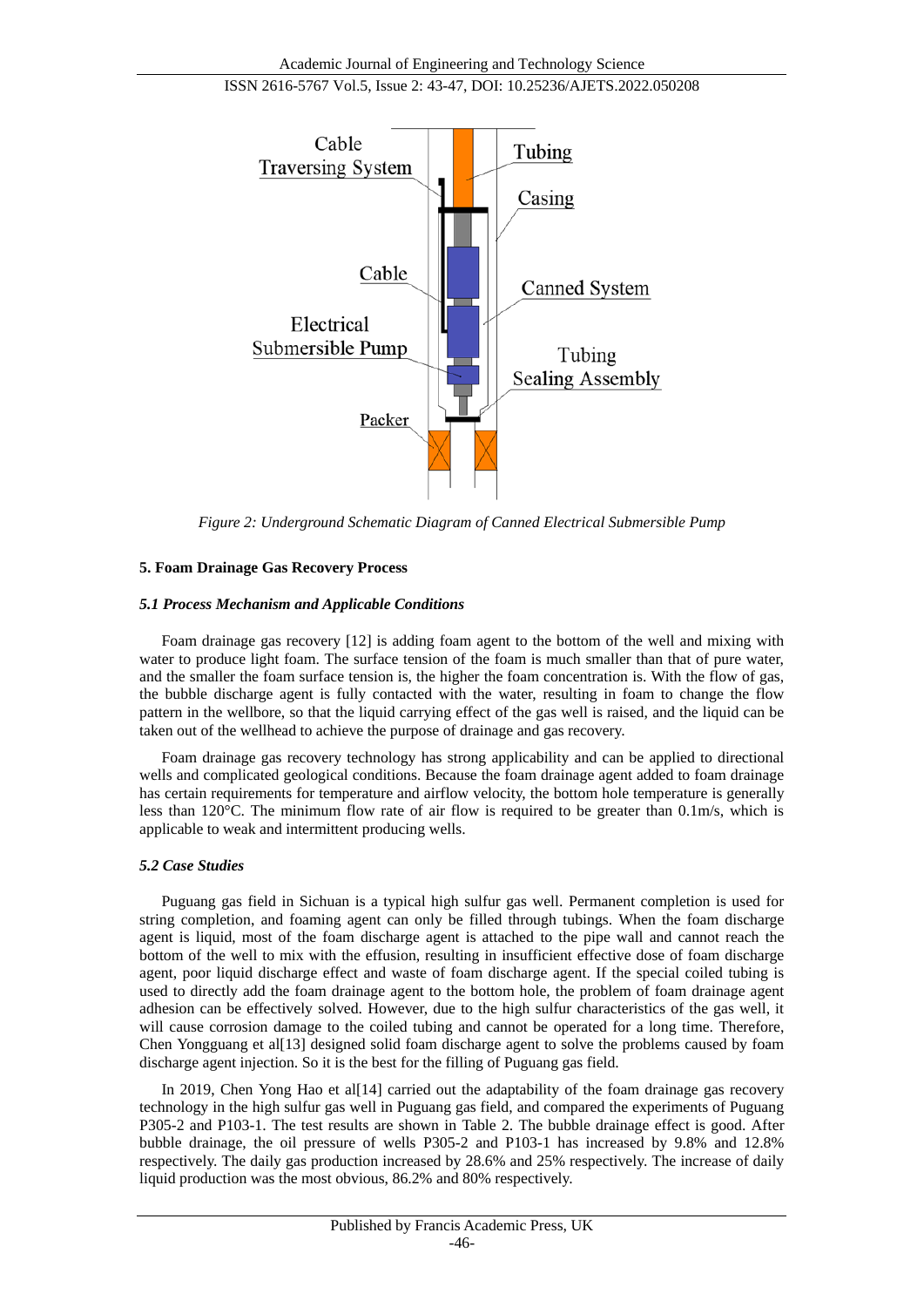Figure 2: Underground Schematic Diagram of Canned Electrical Submersible Pump

## 5. Foam Drainage Gas Recovery Process

### 5.1 Process Mechanism and Applicable Conditions

Foam drainage gas recovery [12] is adding foam agent to the bottom of the well and mixing with water to produce light foam. The surface tension of the foam is much smaller than that of pure water, and the smaller the foam surface tension is, the higher the foam concentration is. With the flow of gas, the bubble discharge agent is fully contacted with the water, resulting in foam to change the flow pattern in the wellbore, so that the liquid carrying effect of the gas well is raised, and the liquid can be taken out of the wellhead to achieve the purpose of drainage and gas recovery.

Foam drainage gas recovery technology has strong applicability and can be applied to directional wells and complicated geological conditions. Because the foam drainage agent added to foam drainage has certain requirements for temperature and airflow velocity, the bottom hole temperature is generally less than 120°C. The minimum flow rate of air flow is required to be greater than 0.1m/s, which is applicable to weak and intermittent producing wells.

### 5.2 Case Studies

Puguang gas field in Sichuan is a typical high sulfur gas well. Permanent completion is used for string completion, and foaming agent can only be filled through tubings. When the foam discharge agent is liquid, most of the foam discharge agent is attached to the pipe wall and cannot reach the bottom of the well to mix with the effusion, resulting in insufficient effective dose of foam discharge agent, poor liquid discharge effect and waste of foam discharge agent. If the special coiled tubing is used to directly add the foam drainage agent to the bottom hole, the problem of foam drainage agent adhesion can be effectively solved. However, due to the high sulfur characteristics of the gas well, it will cause corrosion damage to the coiled tubing and cannot be operated for a long time. Therefore, Chen Yongguang et al[13] designed solid foam discharge agent to solve the problems caused by foam discharge agent injection. So it is the best for the filling of Puguang gas field.

In 2019, Chen Yong Hao et al[14] carried out the adaptability of the foam drainage gas recovery technology in the high sulfur gas well in Puguang gas field, and compared the experiments of Puguang P305-2 and P103-1. The test results are shown in Table 2. The bubble drainage effect is good. After bubble drainage, the oil pressure of wells P305-2 and P103-1 has increased by 9.8% and 12.8% respectively. The daily gas production increased by 28.6% and 25% respectively. The increase of daily liquid production was the most obvious, 86.2% and 80% respectively.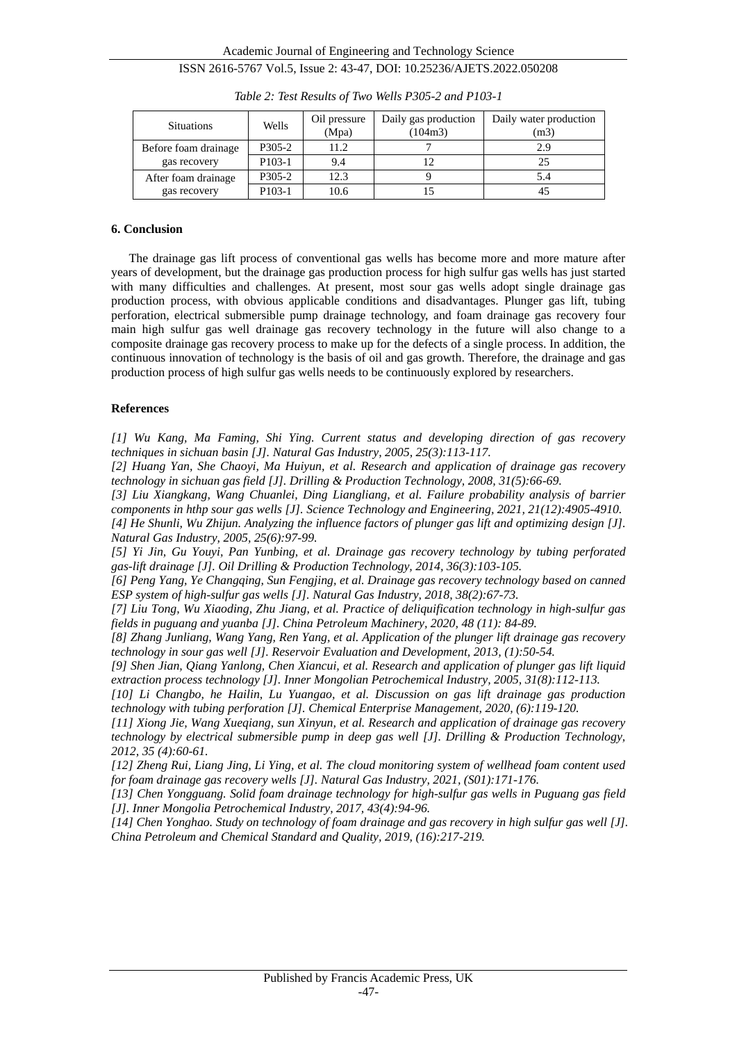*Table 2: Test Results of Two Wells P305-2 and P103-1*

| Situations | Wells | Oil pressure (Mpa) | Daily gas production (104m3) | Daily water production (m3) |
|---|---|---|---|---|
| Before foam drainage gas recovery | P305-2 | 11.2 | 7 | 2.9 |
| | P103-1 | 9.4 | 12 | 25 |
| After foam drainage gas recovery | P305-2 | 12.3 | 9 | 5.4 |
| | P103-1 | 10.6 | 15 | 45 |

## 6. Conclusion

The drainage gas lift process of conventional gas wells has become more and more mature after years of development, but the drainage gas production process for high sulfur gas wells has just started with many difficulties and challenges. At present, most sour gas wells adopt single drainage gas production process, with obvious applicable conditions and disadvantages. Plunger gas lift, tubing perforation, electrical submersible pump drainage technology, and foam drainage gas recovery four main high sulfur gas well drainage gas recovery technology in the future will also change to a composite drainage gas recovery process to make up for the defects of a single process. In addition, the continuous innovation of technology is the basis of oil and gas growth. Therefore, the drainage and gas production process of high sulfur gas wells needs to be continuously explored by researchers.

## References

*[1] Wu Kang, Ma Faming, Shi Ying. Current status and developing direction of gas recovery techniques in sichuan basin [J]. Natural Gas Industry, 2005, 25(3):113-117.*

*[2] Huang Yan, She Chaoyi, Ma Huiyun, et al. Research and application of drainage gas recovery technology in sichuan gas field [J]. Drilling & Production Technology, 2008, 31(5):66-69.*

*[3] Liu Xiangkang, Wang Chuanlei, Ding Liangliang, et al. Failure probability analysis of barrier components in hthp sour gas wells [J]. Science Technology and Engineering, 2021, 21(12):4905-4910.*

*[4] He Shunli, Wu Zhijun. Analyzing the influence factors of plunger gas lift and optimizing design [J]. Natural Gas Industry, 2005, 25(6):97-99.*

*[5] Yi Jin, Gu Youyi, Pan Yunbing, et al. Drainage gas recovery technology by tubing perforated gas-lift drainage [J]. Oil Drilling & Production Technology, 2014, 36(3):103-105.*

*[6] Peng Yang, Ye Changqing, Sun Fengjing, et al. Drainage gas recovery technology based on canned ESP system of high-sulfur gas wells [J]. Natural Gas Industry, 2018, 38(2):67-73.*

*[7] Liu Tong, Wu Xiaoding, Zhu Jiang, et al. Practice of deliquification technology in high-sulfur gas fields in puguang and yuanba [J]. China Petroleum Machinery, 2020, 48 (11): 84-89.*

*[8] Zhang Junliang, Wang Yang, Ren Yang, et al. Application of the plunger lift drainage gas recovery technology in sour gas well [J]. Reservoir Evaluation and Development, 2013, (1):50-54.*

*[9] Shen Jian, Qiang Yanlong, Chen Xiancui, et al. Research and application of plunger gas lift liquid extraction process technology [J]. Inner Mongolian Petrochemical Industry, 2005, 31(8):112-113.*

*[10] Li Changbo, he Hailin, Lu Yuangao, et al. Discussion on gas lift drainage gas production technology with tubing perforation [J]. Chemical Enterprise Management, 2020, (6):119-120.*

*[11] Xiong Jie, Wang Xueqiang, sun Xinyun, et al. Research and application of drainage gas recovery technology by electrical submersible pump in deep gas well [J]. Drilling & Production Technology, 2012, 35 (4):60-61.*

*[12] Zheng Rui, Liang Jing, Li Ying, et al. The cloud monitoring system of wellhead foam content used for foam drainage gas recovery wells [J]. Natural Gas Industry, 2021, (S01):171-176.*

*[13] Chen Yongguang. Solid foam drainage technology for high-sulfur gas wells in Puguang gas field [J]. Inner Mongolia Petrochemical Industry, 2017, 43(4):94-96.*

*[14] Chen Yonghao. Study on technology of foam drainage and gas recovery in high sulfur gas well [J]. China Petroleum and Chemical Standard and Quality, 2019, (16):217-219.*